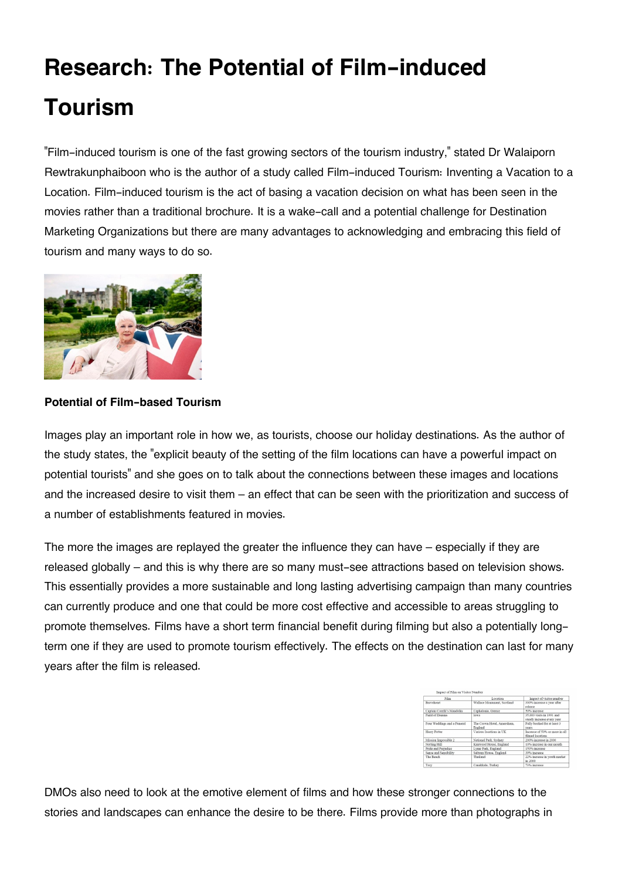# Research: The Potential of Film-induced Tourism

"Film-induced tourism is one of the fast growing sectors of the tourism industry," stated Dr Walaiporn Rewtrakunphaiboon who is the author of a study called Film-induced Tourism: Inventing a Vacation to a Location. Film-induced tourism is the act of basing a vacation decision on what has been seen in the movies rather than a traditional brochure. It is a wake-call and a potential challenge for Destination Marketing Organizations but there are many advantages to acknowledging and embracing this field of tourism and many ways to do so.

**Potential of Film-based Tourism**

Images play an important role in how we, as tourists, choose our holiday destinations. As the author of the study states, the "explicit beauty of the setting of the film locations can have a powerful impact on potential tourists" and she goes on to talk about the connections between these images and locations and the increased desire to visit them – an effect that can be seen with the prioritization and success of a number of establishments featured in movies.

The more the images are replayed the greater the influence they can have – especially if they are released globally – and this is why there are so many must-see attractions based on television shows. This essentially provides a more sustainable and long lasting advertising campaign than many countries can currently produce and one that could be more cost effective and accessible to areas struggling to promote themselves. Films have a short term financial benefit during filming but also a potentially long-term one if they are used to promote tourism effectively. The effects on the destination can last for many years after the film is released.

Impact of Film on Visitor Number

| Film | Location | Impact of visitor number |
|---|---|---|
| Braveheart | Wallace Monument, Scotland | 300% increase a year after release |
| Captain Corelli's Mandolin | Cephalonia, Greece | 50% increase |
| Field of Dreams | Iowa | 35,000 visits in 1991 and steady increase every year |
| Four Weddings and a Funeral | The Crown Hotel, Amersham, England | Fully booked for at least 3 years |
| Harry Potter | Various locations in UK | Increase of 50% or more in all filmed locations |
| Mission Impossible 2 | National Park, Sydney | 200% increase in 2000 |
| Notting Hill | Kenwood House, England | 10% increase in one month |
| Pride and Prejudice | Lyme Park, England | 150% increase |
| Sense and Sensibility | Saltram House, England | 39% increase |
| The Beach | Thailand | 22% increase in youth market in 2000 |
| Troy | Canakkale, Turkey | 73% increase |

DMOs also need to look at the emotive element of films and how these stronger connections to the stories and landscapes can enhance the desire to be there. Films provide more than photographs in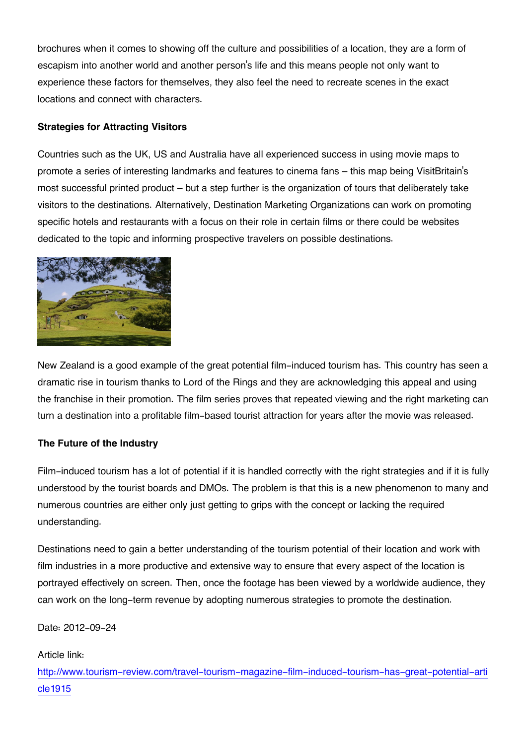brochures when it comes to showing off the culture and possibilities of a location, they are a form of escapism into another world and another person's life and this means people not only want to experience these factors for themselves, they also feel the need to recreate scenes in the exact locations and connect with characters.

**Strategies for Attracting Visitors**

Countries such as the UK, US and Australia have all experienced success in using movie maps to promote a series of interesting landmarks and features to cinema fans – this map being VisitBritain's most successful printed product – but a step further is the organization of tours that deliberately take visitors to the destinations. Alternatively, Destination Marketing Organizations can work on promoting specific hotels and restaurants with a focus on their role in certain films or there could be websites dedicated to the topic and informing prospective travelers on possible destinations.

New Zealand is a good example of the great potential film-induced tourism has. This country has seen a dramatic rise in tourism thanks to Lord of the Rings and they are acknowledging this appeal and using the franchise in their promotion. The film series proves that repeated viewing and the right marketing can turn a destination into a profitable film-based tourist attraction for years after the movie was released.

**The Future of the Industry**

Film-induced tourism has a lot of potential if it is handled correctly with the right strategies and if it is fully understood by the tourist boards and DMOs. The problem is that this is a new phenomenon to many and numerous countries are either only just getting to grips with the concept or lacking the required understanding.

Destinations need to gain a better understanding of the tourism potential of their location and work with film industries in a more productive and extensive way to ensure that every aspect of the location is portrayed effectively on screen. Then, once the footage has been viewed by a worldwide audience, they can work on the long-term revenue by adopting numerous strategies to promote the destination.

Date: 2012-09-24

Article link:
[http://www.tourism-review.com/travel-tourism-magazine-film-induced-tourism-has-great-potential-article1915](http://www.tourism-review.com/travel-tourism-magazine-film-induced-tourism-has-great-potential-article1915)